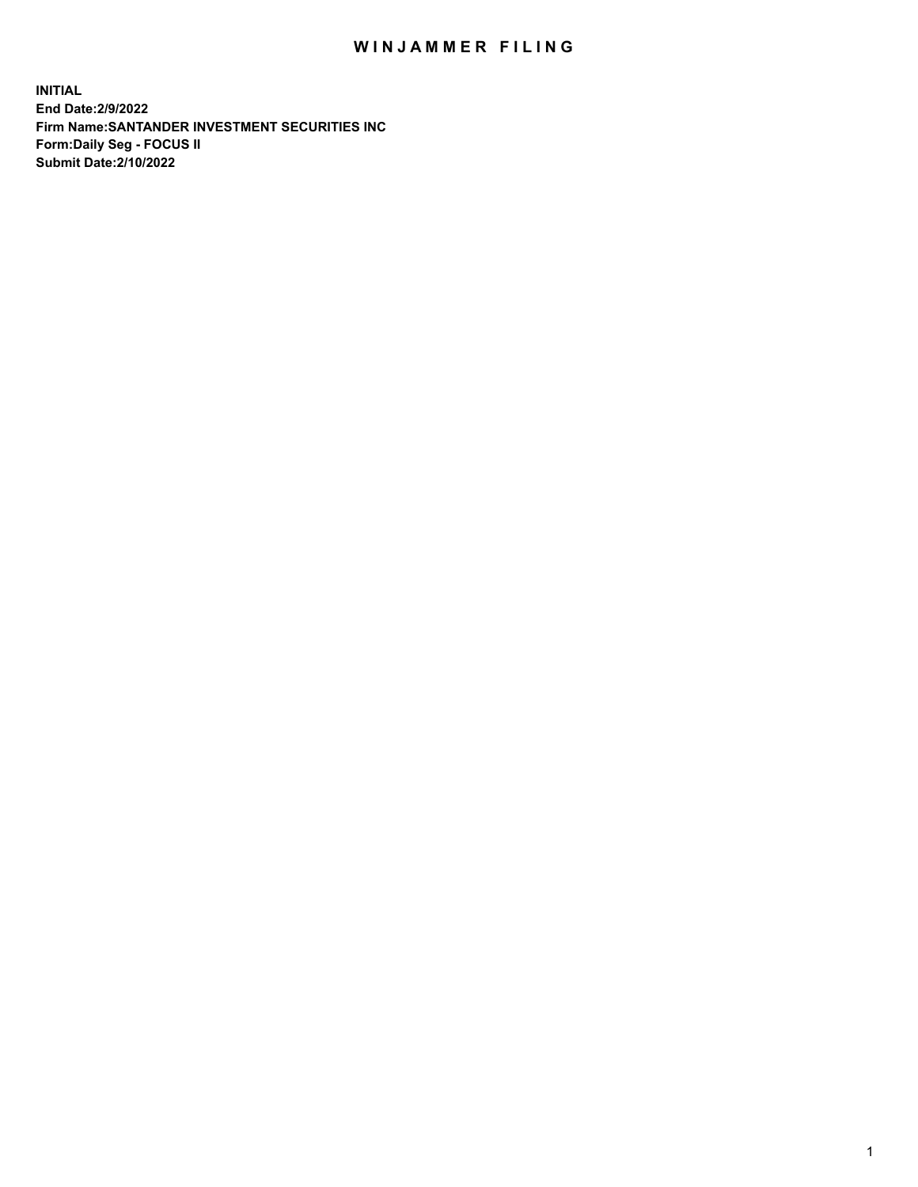# WINJAMMER FILING

**INITIAL**
**End Date:2/9/2022**
**Firm Name:SANTANDER INVESTMENT SECURITIES INC**
**Form:Daily Seg - FOCUS II**
**Submit Date:2/10/2022**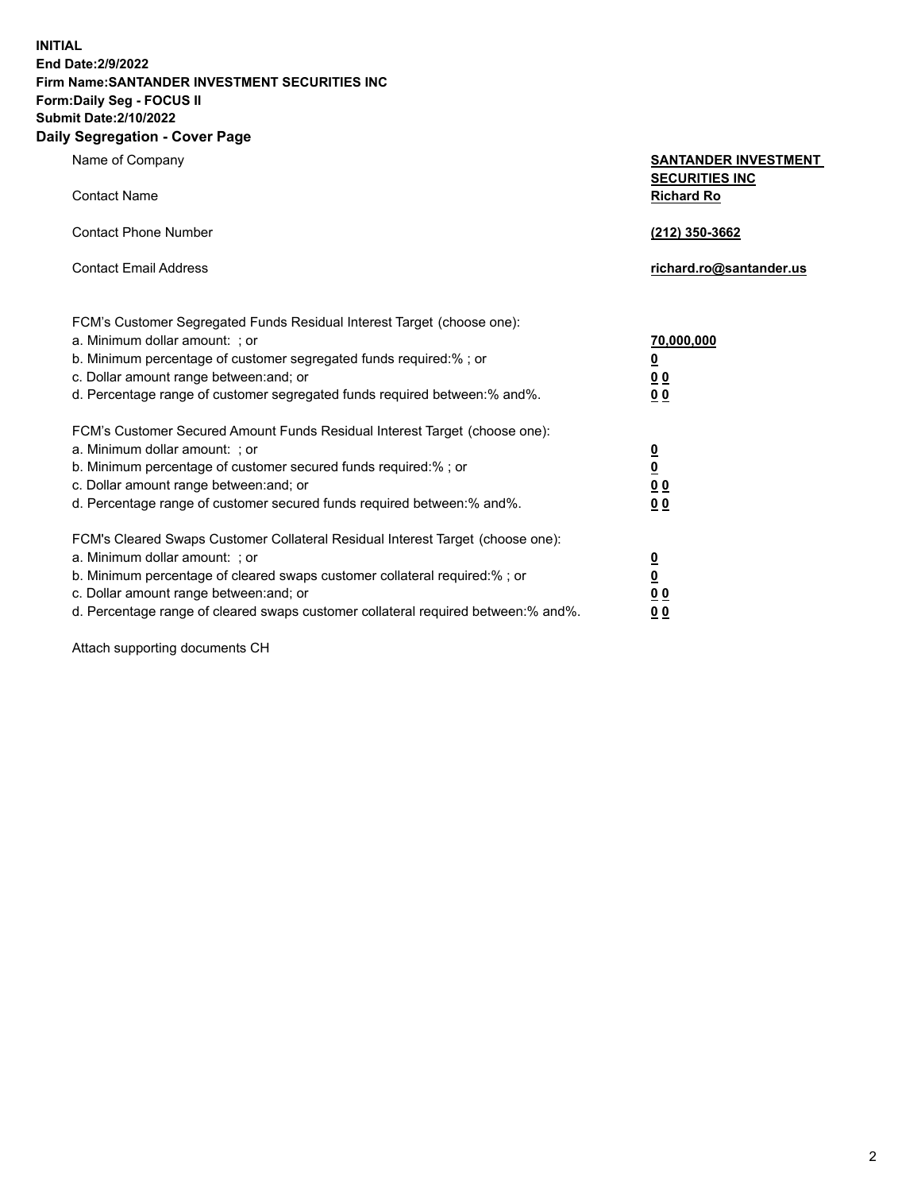**INITIAL**
**End Date:2/9/2022**
**Firm Name:SANTANDER INVESTMENT SECURITIES INC**
**Form:Daily Seg - FOCUS II**
**Submit Date:2/10/2022**

## Daily Segregation - Cover Page

| | |
|---|---|
| Name of Company | **SANTANDER INVESTMENT SECURITIES INC** |
| Contact Name | **Richard Ro** |
| Contact Phone Number | **(212) 350-3662** |
| Contact Email Address | **richard.ro@santander.us** |

| | |
|---|---|
| FCM's Customer Segregated Funds Residual Interest Target (choose one): | |
| a. Minimum dollar amount: ; or | **70,000,000** |
| b. Minimum percentage of customer segregated funds required:% ; or | **0** |
| c. Dollar amount range between:and; or | **0 0** |
| d. Percentage range of customer segregated funds required between:% and%. | **0 0** |
| FCM's Customer Secured Amount Funds Residual Interest Target (choose one): | |
| a. Minimum dollar amount: ; or | **0** |
| b. Minimum percentage of customer secured funds required:% ; or | **0** |
| c. Dollar amount range between:and; or | **0 0** |
| d. Percentage range of customer secured funds required between:% and%. | **0 0** |
| FCM's Cleared Swaps Customer Collateral Residual Interest Target (choose one): | |
| a. Minimum dollar amount: ; or | **0** |
| b. Minimum percentage of cleared swaps customer collateral required:% ; or | **0** |
| c. Dollar amount range between:and; or | **0 0** |
| d. Percentage range of cleared swaps customer collateral required between:% and%. | **0 0** |

Attach supporting documents CH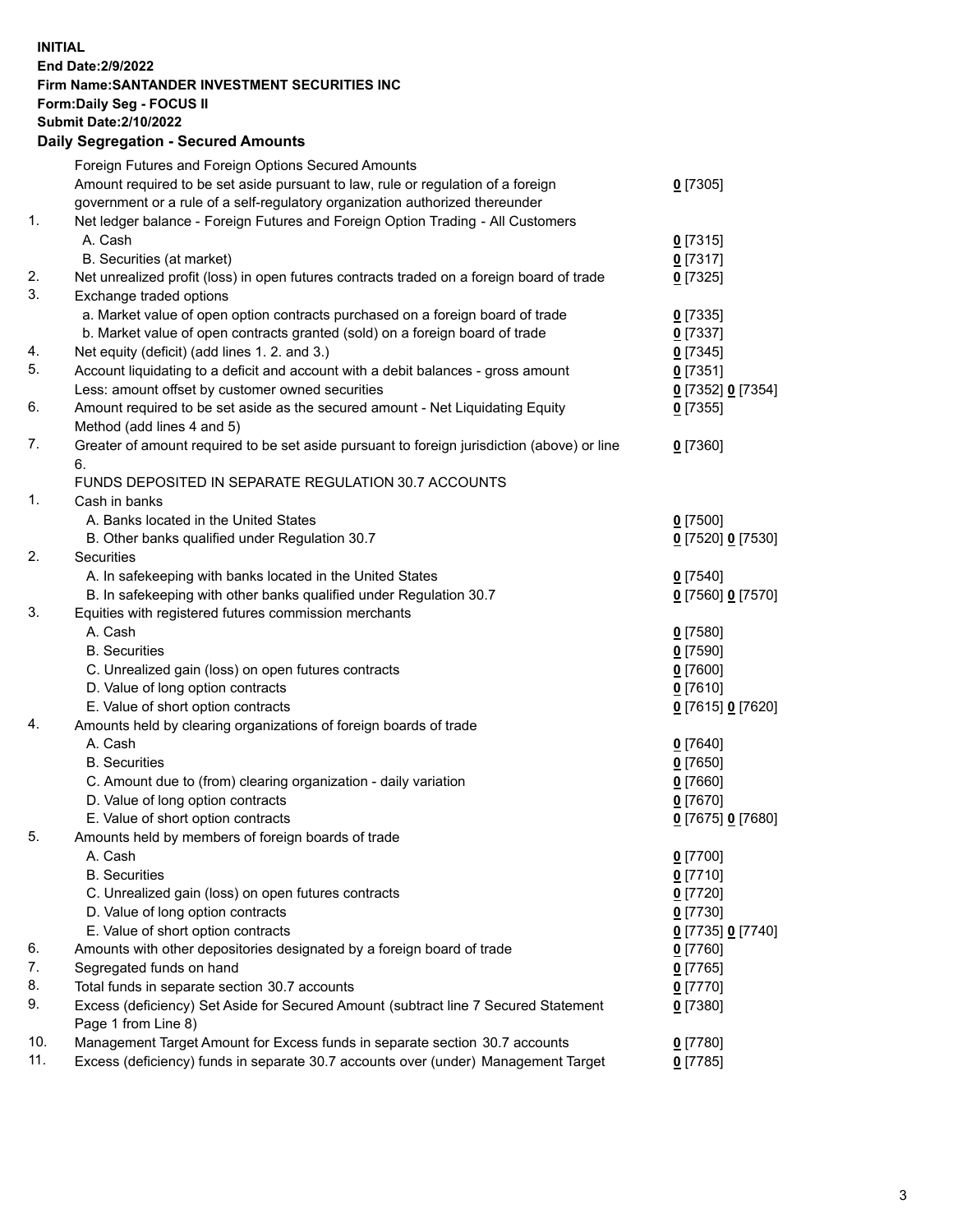**INITIAL**
**End Date:2/9/2022**
**Firm Name:SANTANDER INVESTMENT SECURITIES INC**
**Form:Daily Seg - FOCUS II**
**Submit Date:2/10/2022**

## Daily Segregation - Secured Amounts

| | | |
|---|---|---|
| | Foreign Futures and Foreign Options Secured Amounts | |
| | Amount required to be set aside pursuant to law, rule or regulation of a foreign government or a rule of a self-regulatory organization authorized thereunder | 0 [7305] |
| 1. | Net ledger balance - Foreign Futures and Foreign Option Trading - All Customers | |
| | A. Cash | 0 [7315] |
| | B. Securities (at market) | 0 [7317] |
| 2. | Net unrealized profit (loss) in open futures contracts traded on a foreign board of trade | 0 [7325] |
| 3. | Exchange traded options | |
| | a. Market value of open option contracts purchased on a foreign board of trade | 0 [7335] |
| | b. Market value of open contracts granted (sold) on a foreign board of trade | 0 [7337] |
| 4. | Net equity (deficit) (add lines 1. 2. and 3.) | 0 [7345] |
| 5. | Account liquidating to a deficit and account with a debit balances - gross amount | 0 [7351] |
| | Less: amount offset by customer owned securities | 0 [7352] 0 [7354] |
| 6. | Amount required to be set aside as the secured amount - Net Liquidating Equity Method (add lines 4 and 5) | 0 [7355] |
| 7. | Greater of amount required to be set aside pursuant to foreign jurisdiction (above) or line 6. | 0 [7360] |
| | FUNDS DEPOSITED IN SEPARATE REGULATION 30.7 ACCOUNTS | |
| 1. | Cash in banks | |
| | A. Banks located in the United States | 0 [7500] |
| | B. Other banks qualified under Regulation 30.7 | 0 [7520] 0 [7530] |
| 2. | Securities | |
| | A. In safekeeping with banks located in the United States | 0 [7540] |
| | B. In safekeeping with other banks qualified under Regulation 30.7 | 0 [7560] 0 [7570] |
| 3. | Equities with registered futures commission merchants | |
| | A. Cash | 0 [7580] |
| | B. Securities | 0 [7590] |
| | C. Unrealized gain (loss) on open futures contracts | 0 [7600] |
| | D. Value of long option contracts | 0 [7610] |
| | E. Value of short option contracts | 0 [7615] 0 [7620] |
| 4. | Amounts held by clearing organizations of foreign boards of trade | |
| | A. Cash | 0 [7640] |
| | B. Securities | 0 [7650] |
| | C. Amount due to (from) clearing organization - daily variation | 0 [7660] |
| | D. Value of long option contracts | 0 [7670] |
| | E. Value of short option contracts | 0 [7675] 0 [7680] |
| 5. | Amounts held by members of foreign boards of trade | |
| | A. Cash | 0 [7700] |
| | B. Securities | 0 [7710] |
| | C. Unrealized gain (loss) on open futures contracts | 0 [7720] |
| | D. Value of long option contracts | 0 [7730] |
| | E. Value of short option contracts | 0 [7735] 0 [7740] |
| 6. | Amounts with other depositories designated by a foreign board of trade | 0 [7760] |
| 7. | Segregated funds on hand | 0 [7765] |
| 8. | Total funds in separate section 30.7 accounts | 0 [7770] |
| 9. | Excess (deficiency) Set Aside for Secured Amount (subtract line 7 Secured Statement Page 1 from Line 8) | 0 [7380] |
| 10. | Management Target Amount for Excess funds in separate section 30.7 accounts | 0 [7780] |
| 11. | Excess (deficiency) funds in separate 30.7 accounts over (under) Management Target | 0 [7785] |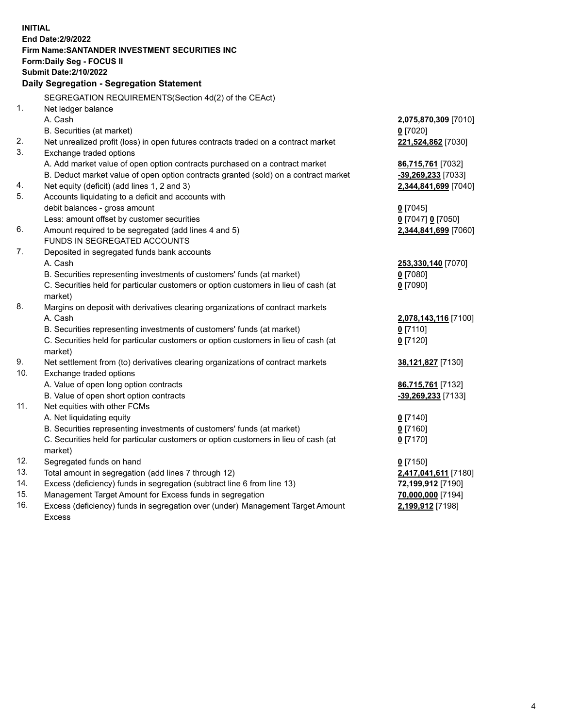**INITIAL**
**End Date:2/9/2022**
**Firm Name:SANTANDER INVESTMENT SECURITIES INC**
**Form:Daily Seg - FOCUS II**
**Submit Date:2/10/2022**

## Daily Segregation - Segregation Statement

| | | |
|---|---|---|
| | SEGREGATION REQUIREMENTS(Section 4d(2) of the CEAct) | |
| 1. | Net ledger balance | |
| | A. Cash | **2,075,870,309** [7010] |
| | B. Securities (at market) | **0** [7020] |
| 2. | Net unrealized profit (loss) in open futures contracts traded on a contract market | **221,524,862** [7030] |
| 3. | Exchange traded options | |
| | A. Add market value of open option contracts purchased on a contract market | **86,715,761** [7032] |
| | B. Deduct market value of open option contracts granted (sold) on a contract market | **-39,269,233** [7033] |
| 4. | Net equity (deficit) (add lines 1, 2 and 3) | **2,344,841,699** [7040] |
| 5. | Accounts liquidating to a deficit and accounts with | |
| | debit balances - gross amount | **0** [7045] |
| | Less: amount offset by customer securities | **0** [7047] **0** [7050] |
| 6. | Amount required to be segregated (add lines 4 and 5) | **2,344,841,699** [7060] |
| | FUNDS IN SEGREGATED ACCOUNTS | |
| 7. | Deposited in segregated funds bank accounts | |
| | A. Cash | **253,330,140** [7070] |
| | B. Securities representing investments of customers' funds (at market) | **0** [7080] |
| | C. Securities held for particular customers or option customers in lieu of cash (at market) | **0** [7090] |
| 8. | Margins on deposit with derivatives clearing organizations of contract markets | |
| | A. Cash | **2,078,143,116** [7100] |
| | B. Securities representing investments of customers' funds (at market) | **0** [7110] |
| | C. Securities held for particular customers or option customers in lieu of cash (at market) | **0** [7120] |
| 9. | Net settlement from (to) derivatives clearing organizations of contract markets | **38,121,827** [7130] |
| 10. | Exchange traded options | |
| | A. Value of open long option contracts | **86,715,761** [7132] |
| | B. Value of open short option contracts | **-39,269,233** [7133] |
| 11. | Net equities with other FCMs | |
| | A. Net liquidating equity | **0** [7140] |
| | B. Securities representing investments of customers' funds (at market) | **0** [7160] |
| | C. Securities held for particular customers or option customers in lieu of cash (at market) | **0** [7170] |
| 12. | Segregated funds on hand | **0** [7150] |
| 13. | Total amount in segregation (add lines 7 through 12) | **2,417,041,611** [7180] |
| 14. | Excess (deficiency) funds in segregation (subtract line 6 from line 13) | **72,199,912** [7190] |
| 15. | Management Target Amount for Excess funds in segregation | **70,000,000** [7194] |
| 16. | Excess (deficiency) funds in segregation over (under) Management Target Amount Excess | **2,199,912** [7198] |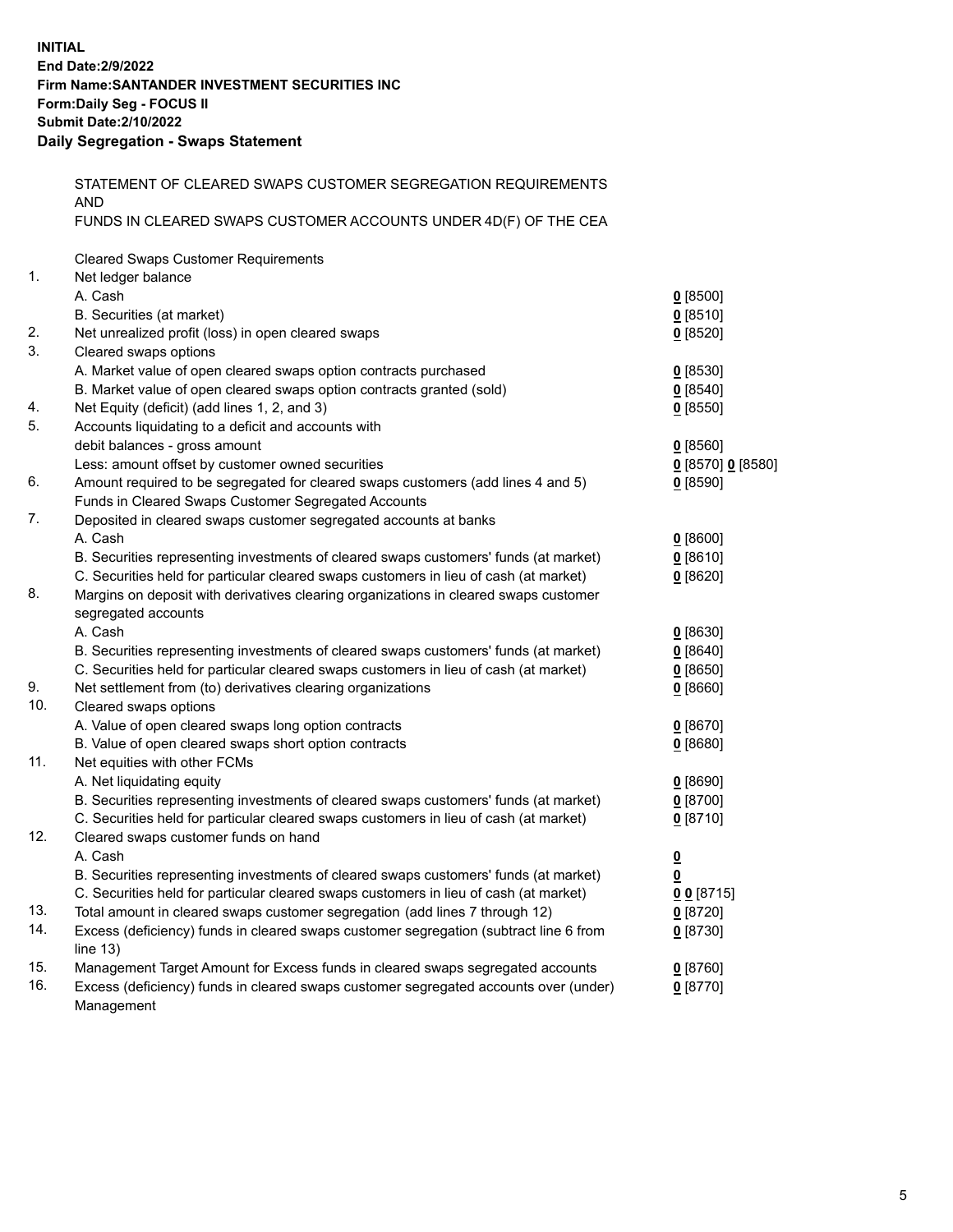**INITIAL**
**End Date:2/9/2022**
**Firm Name:SANTANDER INVESTMENT SECURITIES INC**
**Form:Daily Seg - FOCUS II**
**Submit Date:2/10/2022**
**Daily Segregation - Swaps Statement**

STATEMENT OF CLEARED SWAPS CUSTOMER SEGREGATION REQUIREMENTS AND FUNDS IN CLEARED SWAPS CUSTOMER ACCOUNTS UNDER 4D(F) OF THE CEA

| | | |
|---|---|---|
| | Cleared Swaps Customer Requirements | |
| 1. | Net ledger balance | |
| | A. Cash | 0 [8500] |
| | B. Securities (at market) | 0 [8510] |
| 2. | Net unrealized profit (loss) in open cleared swaps | 0 [8520] |
| 3. | Cleared swaps options | |
| | A. Market value of open cleared swaps option contracts purchased | 0 [8530] |
| | B. Market value of open cleared swaps option contracts granted (sold) | 0 [8540] |
| 4. | Net Equity (deficit) (add lines 1, 2, and 3) | 0 [8550] |
| 5. | Accounts liquidating to a deficit and accounts with | |
| | debit balances - gross amount | 0 [8560] |
| | Less: amount offset by customer owned securities | 0 [8570] 0 [8580] |
| 6. | Amount required to be segregated for cleared swaps customers (add lines 4 and 5) | 0 [8590] |
| | Funds in Cleared Swaps Customer Segregated Accounts | |
| 7. | Deposited in cleared swaps customer segregated accounts at banks | |
| | A. Cash | 0 [8600] |
| | B. Securities representing investments of cleared swaps customers' funds (at market) | 0 [8610] |
| | C. Securities held for particular cleared swaps customers in lieu of cash (at market) | 0 [8620] |
| 8. | Margins on deposit with derivatives clearing organizations in cleared swaps customer segregated accounts | |
| | A. Cash | 0 [8630] |
| | B. Securities representing investments of cleared swaps customers' funds (at market) | 0 [8640] |
| | C. Securities held for particular cleared swaps customers in lieu of cash (at market) | 0 [8650] |
| 9. | Net settlement from (to) derivatives clearing organizations | 0 [8660] |
| 10. | Cleared swaps options | |
| | A. Value of open cleared swaps long option contracts | 0 [8670] |
| | B. Value of open cleared swaps short option contracts | 0 [8680] |
| 11. | Net equities with other FCMs | |
| | A. Net liquidating equity | 0 [8690] |
| | B. Securities representing investments of cleared swaps customers' funds (at market) | 0 [8700] |
| | C. Securities held for particular cleared swaps customers in lieu of cash (at market) | 0 [8710] |
| 12. | Cleared swaps customer funds on hand | |
| | A. Cash | 0 |
| | B. Securities representing investments of cleared swaps customers' funds (at market) | 0 |
| | C. Securities held for particular cleared swaps customers in lieu of cash (at market) | 0 0 [8715] |
| 13. | Total amount in cleared swaps customer segregation (add lines 7 through 12) | 0 [8720] |
| 14. | Excess (deficiency) funds in cleared swaps customer segregation (subtract line 6 from line 13) | 0 [8730] |
| 15. | Management Target Amount for Excess funds in cleared swaps segregated accounts | 0 [8760] |
| 16. | Excess (deficiency) funds in cleared swaps customer segregated accounts over (under) Management | 0 [8770] |